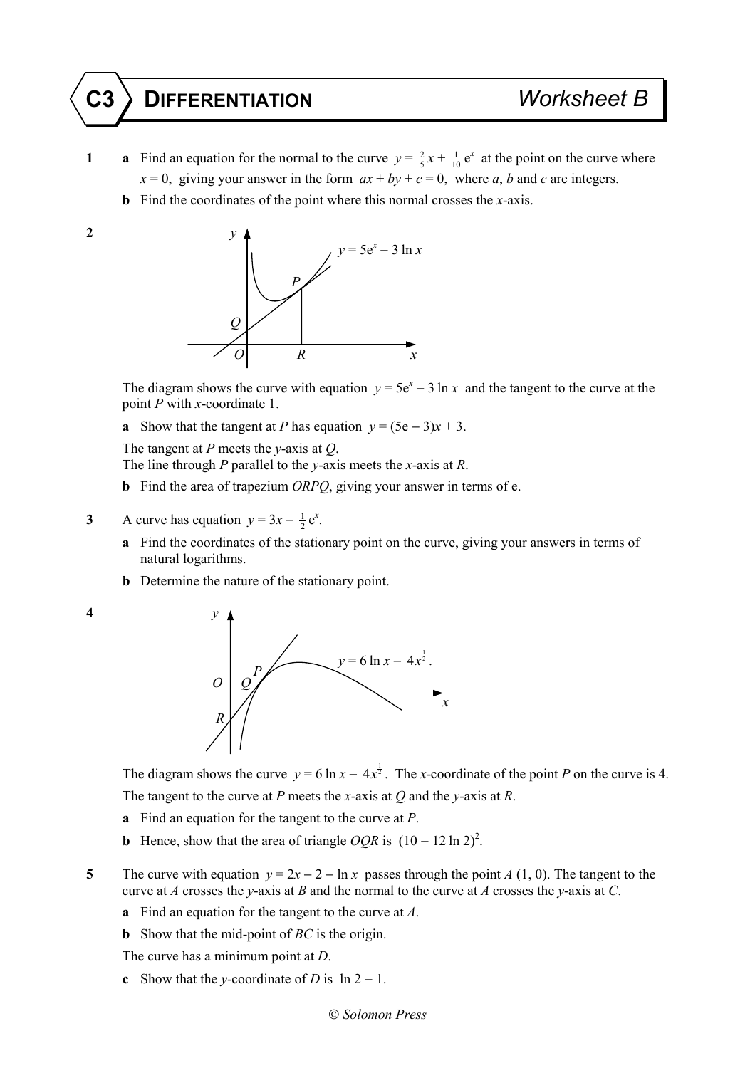# C3 DIFFERENTIATION — Worksheet B

**1** **a** Find an equation for the normal to the curve $y = \frac{2}{5}x + \frac{1}{10}\mathrm{e}^x$ at the point on the curve where $x = 0$, giving your answer in the form $ax + by + c = 0$, where $a$, $b$ and $c$ are integers.

**b** Find the coordinates of the point where this normal crosses the $x$-axis.

**2**

The diagram shows the curve with equation $y = 5\mathrm{e}^x - 3 \ln x$ and the tangent to the curve at the point $P$ with $x$-coordinate 1.

**a** Show that the tangent at $P$ has equation $y = (5\mathrm{e} - 3)x + 3$.

The tangent at $P$ meets the $y$-axis at $Q$.
The line through $P$ parallel to the $y$-axis meets the $x$-axis at $R$.

**b** Find the area of trapezium $ORPQ$, giving your answer in terms of e.

**3** A curve has equation $y = 3x - \frac{1}{2}\mathrm{e}^x$.

**a** Find the coordinates of the stationary point on the curve, giving your answers in terms of natural logarithms.

**b** Determine the nature of the stationary point.

**4**

The diagram shows the curve $y = 6 \ln x - 4x^{\frac{1}{2}}$. The $x$-coordinate of the point $P$ on the curve is 4.

The tangent to the curve at $P$ meets the $x$-axis at $Q$ and the $y$-axis at $R$.

**a** Find an equation for the tangent to the curve at $P$.

**b** Hence, show that the area of triangle $OQR$ is $(10 - 12 \ln 2)^2$.

**5** The curve with equation $y = 2x - 2 - \ln x$ passes through the point $A$ (1, 0). The tangent to the curve at $A$ crosses the $y$-axis at $B$ and the normal to the curve at $A$ crosses the $y$-axis at $C$.

**a** Find an equation for the tangent to the curve at $A$.

**b** Show that the mid-point of $BC$ is the origin.

The curve has a minimum point at $D$.

**c** Show that the $y$-coordinate of $D$ is $\ln 2 - 1$.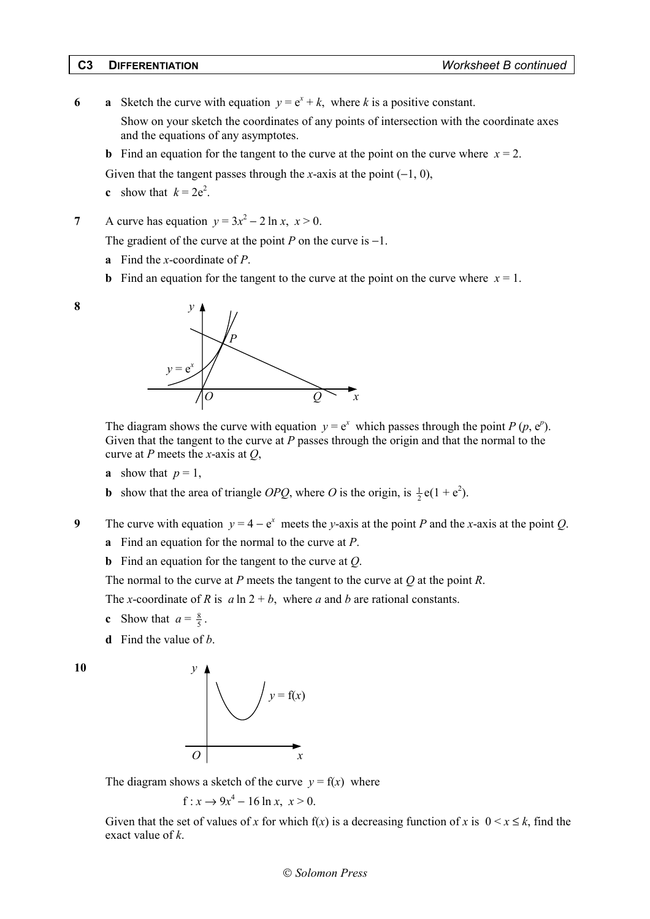6 **a** Sketch the curve with equation $y = e^x + k$, where $k$ is a positive constant.

Show on your sketch the coordinates of any points of intersection with the coordinate axes and the equations of any asymptotes.

**b** Find an equation for the tangent to the curve at the point on the curve where $x = 2$.

Given that the tangent passes through the $x$-axis at the point $(-1, 0)$,

**c** show that $k = 2e^2$.

7 A curve has equation $y = 3x^2 - 2 \ln x$, $x > 0$.

The gradient of the curve at the point $P$ on the curve is $-1$.

**a** Find the $x$-coordinate of $P$.

**b** Find an equation for the tangent to the curve at the point on the curve where $x = 1$.

8

y

P

$y = e^x$

O

Q

x

The diagram shows the curve with equation $y = e^x$ which passes through the point $P$ $(p, e^p)$. Given that the tangent to the curve at $P$ passes through the origin and that the normal to the curve at $P$ meets the $x$-axis at $Q$,

**a** show that $p = 1$,

**b** show that the area of triangle $OPQ$, where $O$ is the origin, is $\frac{1}{2}e(1 + e^2)$.

9 The curve with equation $y = 4 - e^x$ meets the $y$-axis at the point $P$ and the $x$-axis at the point $Q$.

**a** Find an equation for the normal to the curve at $P$.

**b** Find an equation for the tangent to the curve at $Q$.

The normal to the curve at $P$ meets the tangent to the curve at $Q$ at the point $R$.

The $x$-coordinate of $R$ is $a \ln 2 + b$, where $a$ and $b$ are rational constants.

**c** Show that $a = \frac{8}{5}$.

**d** Find the value of $b$.

10

y

$y = f(x)$

O

x

The diagram shows a sketch of the curve $y = f(x)$ where

$$f : x \to 9x^4 - 16 \ln x, \ x > 0.$$

Given that the set of values of $x$ for which $f(x)$ is a decreasing function of $x$ is $0 < x \leq k$, find the exact value of $k$.